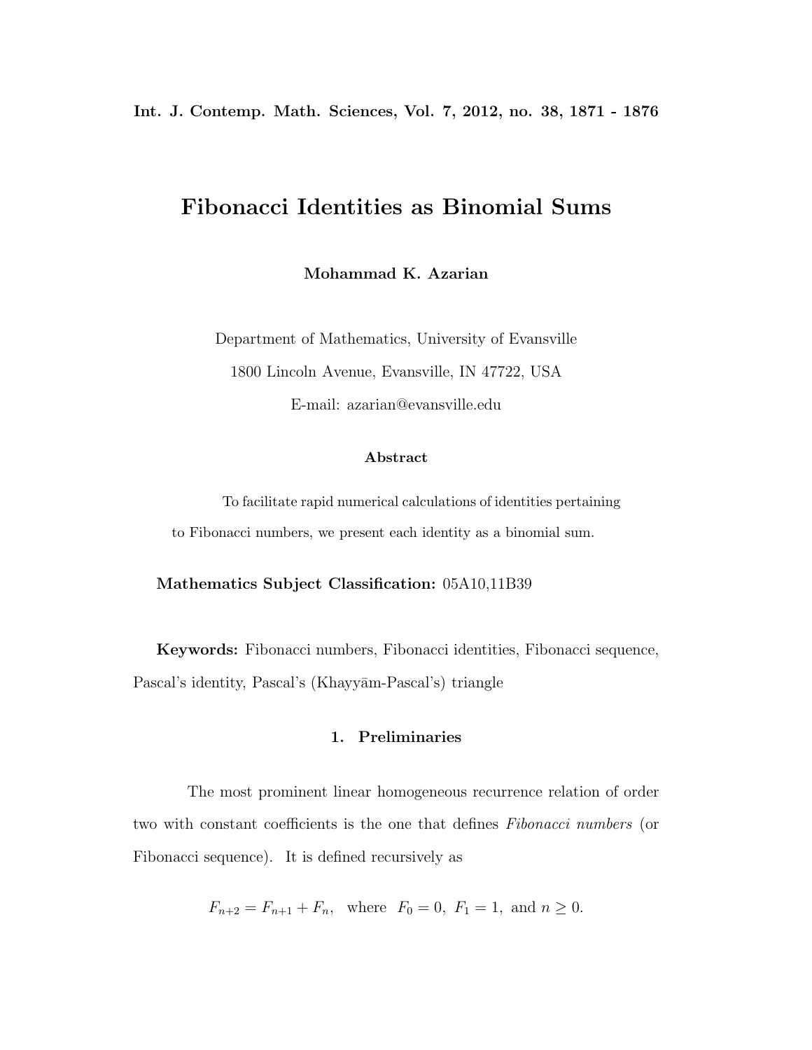# Fibonacci Identities as Binomial Sums

**Mohammad K. Azarian**

Department of Mathematics, University of Evansville

1800 Lincoln Avenue, Evansville, IN 47722, USA

E-mail: azarian@evansville.edu

**Abstract**

To facilitate rapid numerical calculations of identities pertaining to Fibonacci numbers, we present each identity as a binomial sum.

**Mathematics Subject Classification:** 05A10,11B39

**Keywords:** Fibonacci numbers, Fibonacci identities, Fibonacci sequence, Pascal's identity, Pascal's (Khayyām-Pascal's) triangle

## 1. Preliminaries

The most prominent linear homogeneous recurrence relation of order two with constant coefficients is the one that defines *Fibonacci numbers* (or Fibonacci sequence). It is defined recursively as

$$F_{n+2} = F_{n+1} + F_n, \quad \text{where} \quad F_0 = 0, \ F_1 = 1, \ \text{and} \ n \geq 0.$$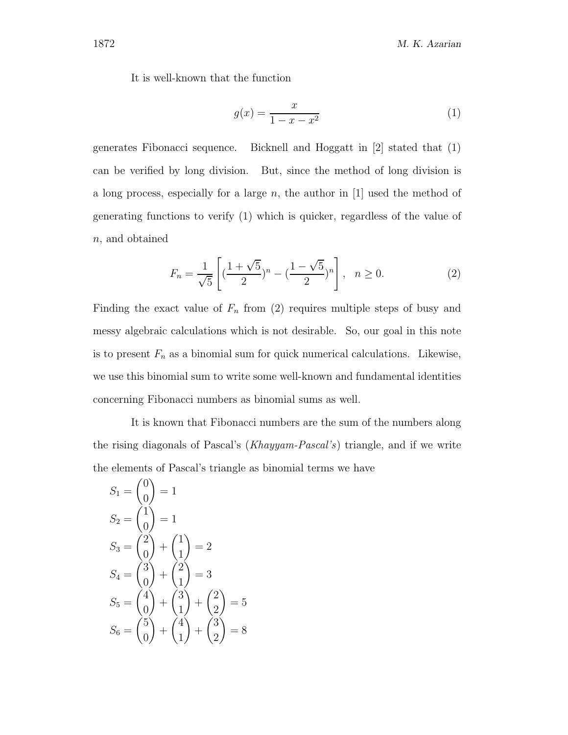It is well-known that the function

$$g(x) = \frac{x}{1 - x - x^2} \tag{1}$$

generates Fibonacci sequence. Bicknell and Hoggatt in [2] stated that (1) can be verified by long division. But, since the method of long division is a long process, especially for a large $n$, the author in [1] used the method of generating functions to verify (1) which is quicker, regardless of the value of $n$, and obtained

$$F_n = \frac{1}{\sqrt{5}} \left[ (\frac{1+\sqrt{5}}{2})^n - (\frac{1-\sqrt{5}}{2})^n \right], \quad n \geq 0. \tag{2}$$

Finding the exact value of $F_n$ from (2) requires multiple steps of busy and messy algebraic calculations which is not desirable. So, our goal in this note is to present $F_n$ as a binomial sum for quick numerical calculations. Likewise, we use this binomial sum to write some well-known and fundamental identities concerning Fibonacci numbers as binomial sums as well.

It is known that Fibonacci numbers are the sum of the numbers along the rising diagonals of Pascal's (*Khayyam-Pascal's*) triangle, and if we write the elements of Pascal's triangle as binomial terms we have

$$S_1 = \binom{0}{0} = 1$$

$$S_2 = \binom{1}{0} = 1$$

$$S_3 = \binom{2}{0} + \binom{1}{1} = 2$$

$$S_4 = \binom{3}{0} + \binom{2}{1} = 3$$

$$S_5 = \binom{4}{0} + \binom{3}{1} + \binom{2}{2} = 5$$

$$S_6 = \binom{5}{0} + \binom{4}{1} + \binom{3}{2} = 8$$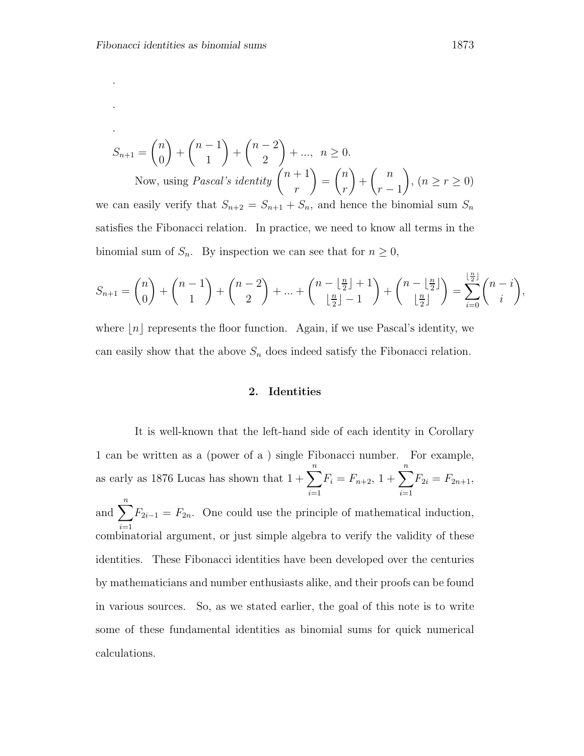.

.

.

$$S_{n+1} = \binom{n}{0} + \binom{n-1}{1} + \binom{n-2}{2} + ..., \;\; n \geq 0.$$

Now, using *Pascal's identity* $\binom{n+1}{r} = \binom{n}{r} + \binom{n}{r-1}$, $(n \geq r \geq 0)$ we can easily verify that $S_{n+2} = S_{n+1} + S_n$, and hence the binomial sum $S_n$ satisfies the Fibonacci relation. In practice, we need to know all terms in the binomial sum of $S_n$. By inspection we can see that for $n \geq 0$,

$$S_{n+1} = \binom{n}{0} + \binom{n-1}{1} + \binom{n-2}{2} + ... + \binom{n - \lfloor \frac{n}{2} \rfloor + 1}{\lfloor \frac{n}{2} \rfloor - 1} + \binom{n - \lfloor \frac{n}{2} \rfloor}{\lfloor \frac{n}{2} \rfloor} = \sum_{i=0}^{\lfloor \frac{n}{2} \rfloor} \binom{n-i}{i},$$

where $\lfloor n \rfloor$ represents the floor function. Again, if we use Pascal's identity, we can easily show that the above $S_n$ does indeed satisfy the Fibonacci relation.

## 2. Identities

It is well-known that the left-hand side of each identity in Corollary 1 can be written as a (power of a ) single Fibonacci number. For example, as early as 1876 Lucas has shown that $1 + \sum_{i=1}^{n} F_i = F_{n+2}$, $1 + \sum_{i=1}^{n} F_{2i} = F_{2n+1}$, and $\sum_{i=1}^{n} F_{2i-1} = F_{2n}$. One could use the principle of mathematical induction, combinatorial argument, or just simple algebra to verify the validity of these identities. These Fibonacci identities have been developed over the centuries by mathematicians and number enthusiasts alike, and their proofs can be found in various sources. So, as we stated earlier, the goal of this note is to write some of these fundamental identities as binomial sums for quick numerical calculations.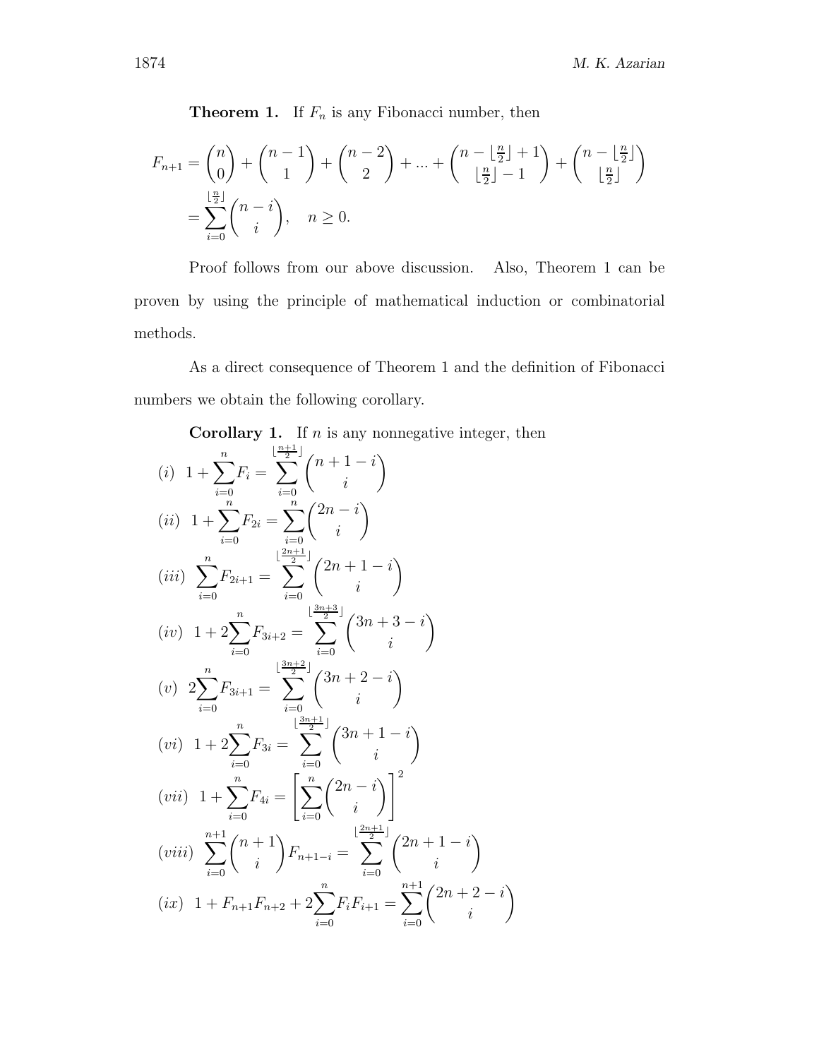**Theorem 1.** If $F_n$ is any Fibonacci number, then

$$F_{n+1} = \binom{n}{0} + \binom{n-1}{1} + \binom{n-2}{2} + ... + \binom{n - \lfloor \frac{n}{2} \rfloor + 1}{\lfloor \frac{n}{2} \rfloor - 1} + \binom{n - \lfloor \frac{n}{2} \rfloor}{\lfloor \frac{n}{2} \rfloor}$$
$$= \sum_{i=0}^{\lfloor \frac{n}{2} \rfloor} \binom{n-i}{i}, \quad n \geq 0.$$

Proof follows from our above discussion. Also, Theorem 1 can be proven by using the principle of mathematical induction or combinatorial methods.

As a direct consequence of Theorem 1 and the definition of Fibonacci numbers we obtain the following corollary.

**Corollary 1.** If $n$ is any nonnegative integer, then

$$(i) \;\; 1 + \sum_{i=0}^{n} F_i = \sum_{i=0}^{\lfloor \frac{n+1}{2} \rfloor} \binom{n+1-i}{i}$$

$$(ii) \;\; 1 + \sum_{i=0}^{n} F_{2i} = \sum_{i=0}^{n} \binom{2n-i}{i}$$

$$(iii) \;\; \sum_{i=0}^{n} F_{2i+1} = \sum_{i=0}^{\lfloor \frac{2n+1}{2} \rfloor} \binom{2n+1-i}{i}$$

$$(iv) \;\; 1 + 2\sum_{i=0}^{n} F_{3i+2} = \sum_{i=0}^{\lfloor \frac{3n+3}{2} \rfloor} \binom{3n+3-i}{i}$$

$$(v) \;\; 2\sum_{i=0}^{n} F_{3i+1} = \sum_{i=0}^{\lfloor \frac{3n+2}{2} \rfloor} \binom{3n+2-i}{i}$$

$$(vi) \;\; 1 + 2\sum_{i=0}^{n} F_{3i} = \sum_{i=0}^{\lfloor \frac{3n+1}{2} \rfloor} \binom{3n+1-i}{i}$$

$$(vii) \;\; 1 + \sum_{i=0}^{n} F_{4i} = \left[ \sum_{i=0}^{n} \binom{2n-i}{i} \right]^2$$

$$(viii) \;\; \sum_{i=0}^{n+1} \binom{n+1}{i} F_{n+1-i} = \sum_{i=0}^{\lfloor \frac{2n+1}{2} \rfloor} \binom{2n+1-i}{i}$$

$$(ix) \;\; 1 + F_{n+1}F_{n+2} + 2\sum_{i=0}^{n} F_i F_{i+1} = \sum_{i=0}^{n+1} \binom{2n+2-i}{i}$$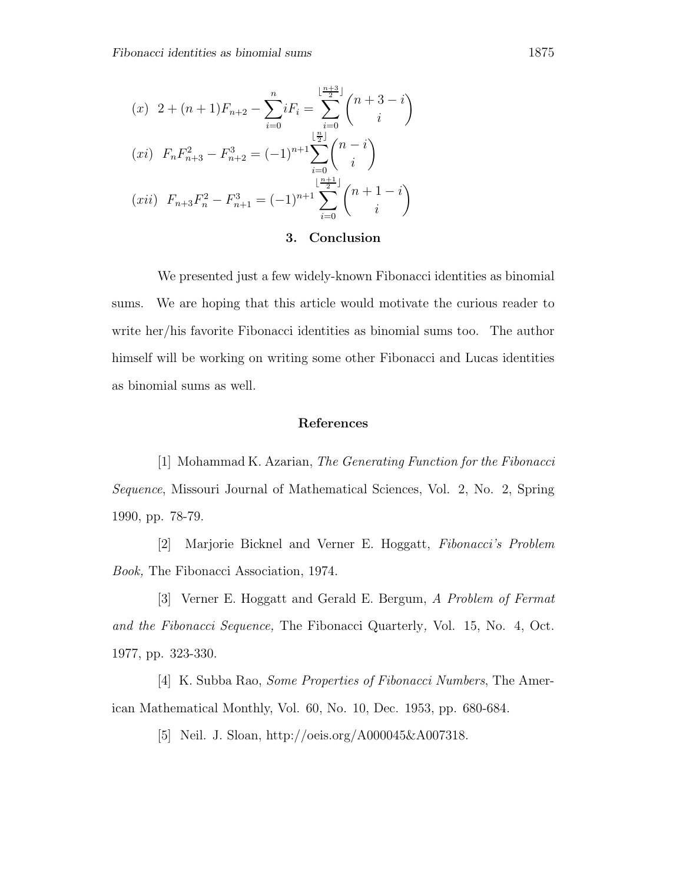$$(x)\ \ 2 + (n+1)F_{n+2} - \sum_{i=0}^{n} iF_i = \sum_{i=0}^{\lfloor \frac{n+3}{2} \rfloor} \binom{n+3-i}{i}$$

$$(xi)\ \ F_n F_{n+3}^2 - F_{n+2}^3 = (-1)^{n+1} \sum_{i=0}^{\lfloor \frac{n}{2} \rfloor} \binom{n-i}{i}$$

$$(xii)\ \ F_{n+3} F_n^2 - F_{n+1}^3 = (-1)^{n+1} \sum_{i=0}^{\lfloor \frac{n+1}{2} \rfloor} \binom{n+1-i}{i}$$

## 3. Conclusion

We presented just a few widely-known Fibonacci identities as binomial sums. We are hoping that this article would motivate the curious reader to write her/his favorite Fibonacci identities as binomial sums too. The author himself will be working on writing some other Fibonacci and Lucas identities as binomial sums as well.

## References

[1] Mohammad K. Azarian, *The Generating Function for the Fibonacci Sequence*, Missouri Journal of Mathematical Sciences, Vol. 2, No. 2, Spring 1990, pp. 78-79.

[2] Marjorie Bicknel and Verner E. Hoggatt, *Fibonacci's Problem Book,* The Fibonacci Association, 1974.

[3] Verner E. Hoggatt and Gerald E. Bergum, *A Problem of Fermat and the Fibonacci Sequence,* The Fibonacci Quarterly, Vol. 15, No. 4, Oct. 1977, pp. 323-330.

[4] K. Subba Rao, *Some Properties of Fibonacci Numbers*, The American Mathematical Monthly, Vol. 60, No. 10, Dec. 1953, pp. 680-684.

[5] Neil. J. Sloan, http://oeis.org/A000045&A007318.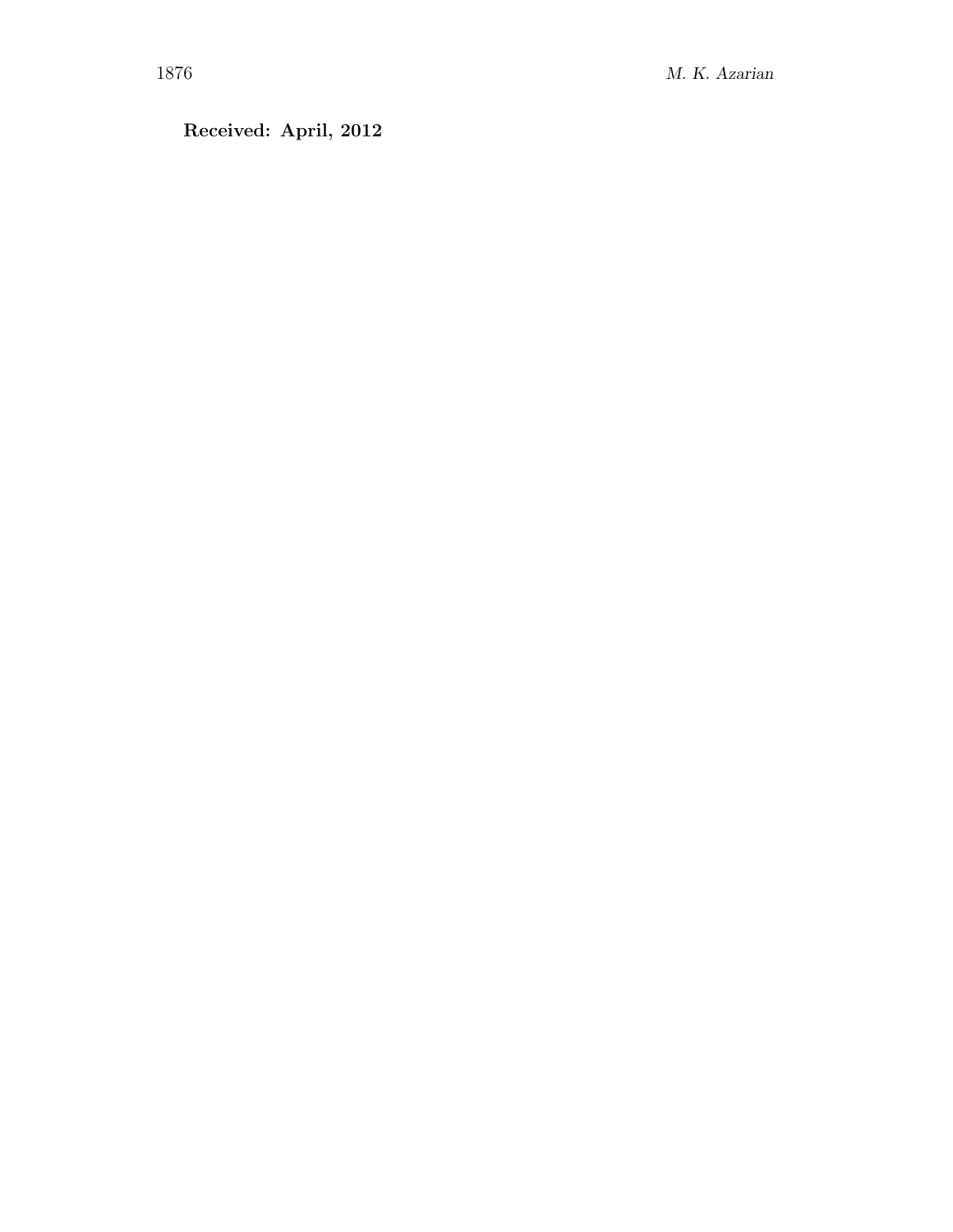**Received: April, 2012**